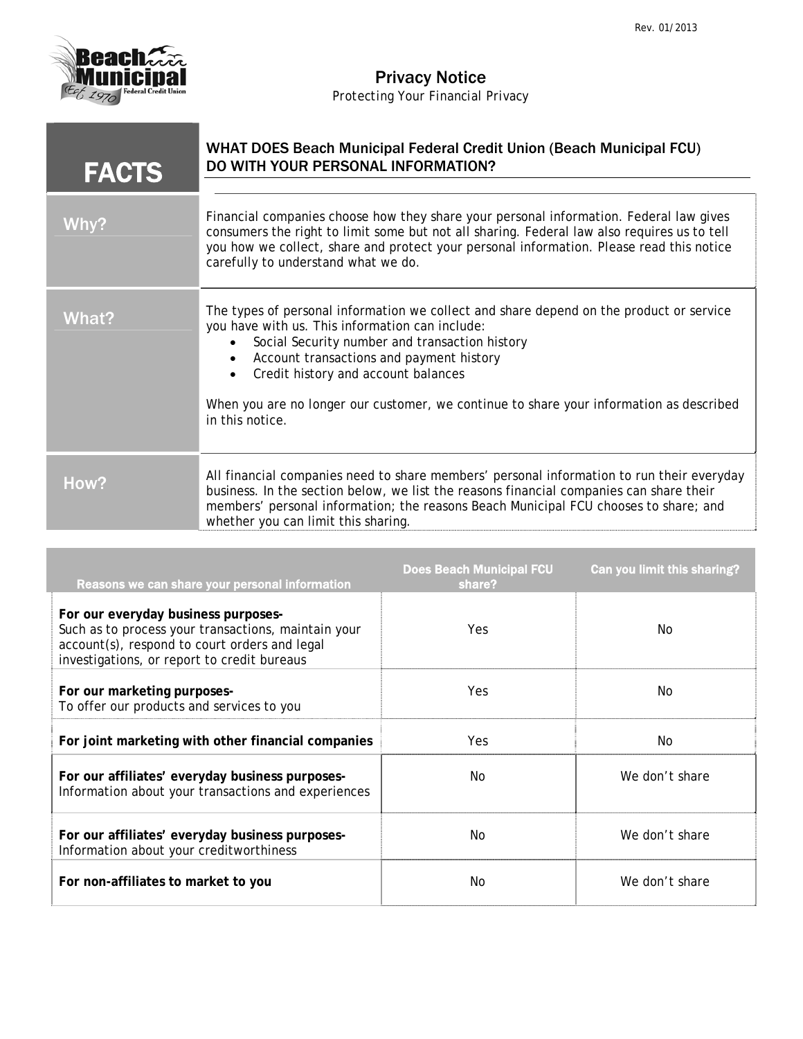Rev. 01/2013

# Privacy Notice

*Protecting Your Financial Privacy*

| FACTS | WHAT DOES Beach Municipal Federal Credit Union (Beach Municipal FCU) DO WITH YOUR PERSONAL INFORMATION? |
|---|---|
| **Why?** | Financial companies choose how they share your personal information. Federal law gives consumers the right to limit some but not all sharing. Federal law also requires us to tell you how we collect, share and protect your personal information. Please read this notice carefully to understand what we do. |
| **What?** | The types of personal information we collect and share depend on the product or service you have with us. This information can include:<br>• Social Security number and transaction history<br>• Account transactions and payment history<br>• Credit history and account balances<br><br>When you are no longer our customer, we continue to share your information as described in this notice. |
| **How?** | All financial companies need to share members' personal information to run their everyday business. In the section below, we list the reasons financial companies can share their members' personal information; the reasons Beach Municipal FCU chooses to share; and whether you can limit this sharing. |

| Reasons we can share your personal information | Does Beach Municipal FCU share? | Can you limit this sharing? |
|---|---|---|
| **For our everyday business purposes-** Such as to process your transactions, maintain your account(s), respond to court orders and legal investigations, or report to credit bureaus | Yes | No |
| **For our marketing purposes-** To offer our products and services to you | Yes | No |
| **For joint marketing with other financial companies** | Yes | No |
| **For our affiliates' everyday business purposes-** Information about your transactions and experiences | No | We don't share |
| **For our affiliates' everyday business purposes-** Information about your creditworthiness | No | We don't share |
| **For non-affiliates to market to you** | No | We don't share |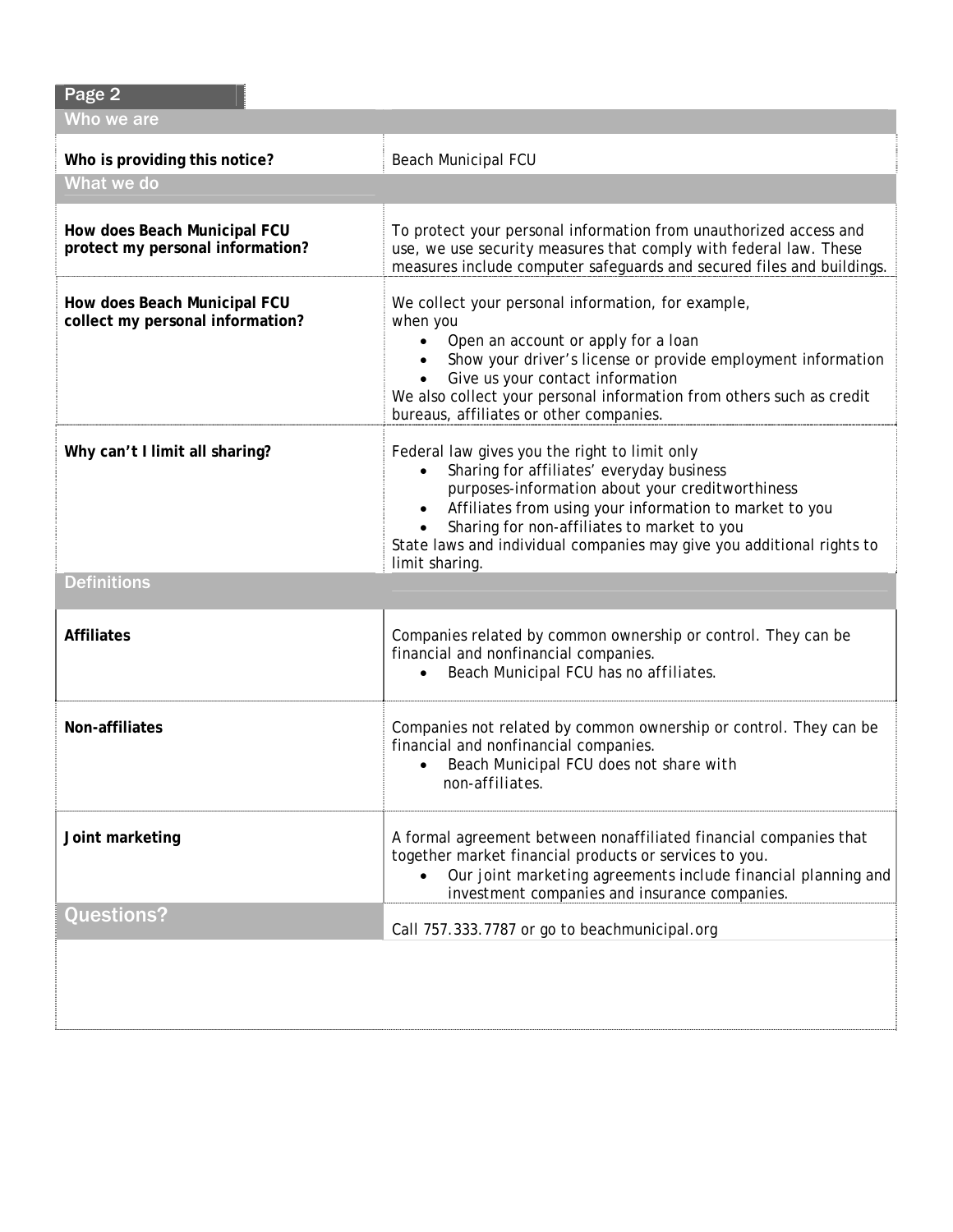## Page 2

| Who we are | |
|---|---|
| **Who is providing this notice?** | Beach Municipal FCU |

| What we do | |
|---|---|
| **How does Beach Municipal FCU protect my personal information?** | To protect your personal information from unauthorized access and use, we use security measures that comply with federal law. These measures include computer safeguards and secured files and buildings. |
| **How does Beach Municipal FCU collect my personal information?** | We collect your personal information, for example, when you<br>• Open an account or apply for a loan<br>• Show your driver's license or provide employment information<br>• Give us your contact information<br>We also collect your personal information from others such as credit bureaus, affiliates or other companies. |
| **Why can't I limit all sharing?** | Federal law gives you the right to limit only<br>• Sharing for affiliates' everyday business purposes-information about your creditworthiness<br>• Affiliates from using your information to market to you<br>• Sharing for non-affiliates to market to you<br>State laws and individual companies may give you additional rights to limit sharing. |

| Definitions | |
|---|---|
| **Affiliates** | Companies related by common ownership or control. They can be financial and nonfinancial companies.<br>• Beach Municipal FCU has no affiliates. |
| **Non-affiliates** | Companies not related by common ownership or control. They can be financial and nonfinancial companies.<br>• Beach Municipal FCU does not share with non-affiliates. |
| **Joint marketing** | A formal agreement between nonaffiliated financial companies that together market financial products or services to you.<br>• Our joint marketing agreements include financial planning and investment companies and insurance companies. |

| Questions? | |
|---|---|
| | Call 757.333.7787 or go to beachmunicipal.org |